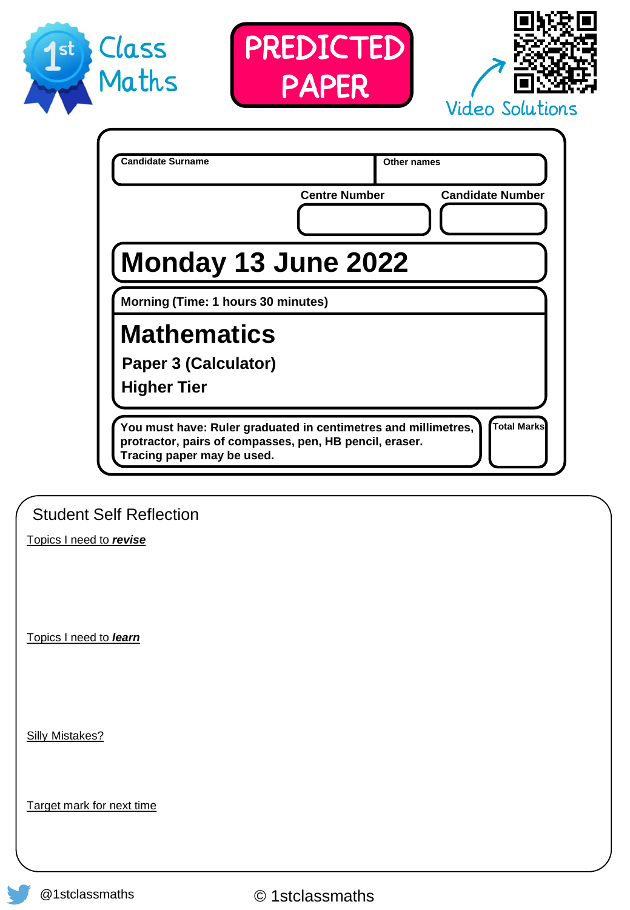1st Class Maths

**PREDICTED PAPER**

Video Solutions

| Candidate Surname | Other names |
|---|---|
| | |

| Centre Number | Candidate Number |
|---|---|
| | |

# Monday 13 June 2022

**Morning (Time: 1 hours 30 minutes)**

# Mathematics

**Paper 3 (Calculator)**

**Higher Tier**

**You must have: Ruler graduated in centimetres and millimetres, protractor, pairs of compasses, pen, HB pencil, eraser. Tracing paper may be used.**

**Total Marks**

## Student Self Reflection

Topics I need to ***revise***

Topics I need to ***learn***

Silly Mistakes?

Target mark for next time

@1stclassmaths

© 1stclassmaths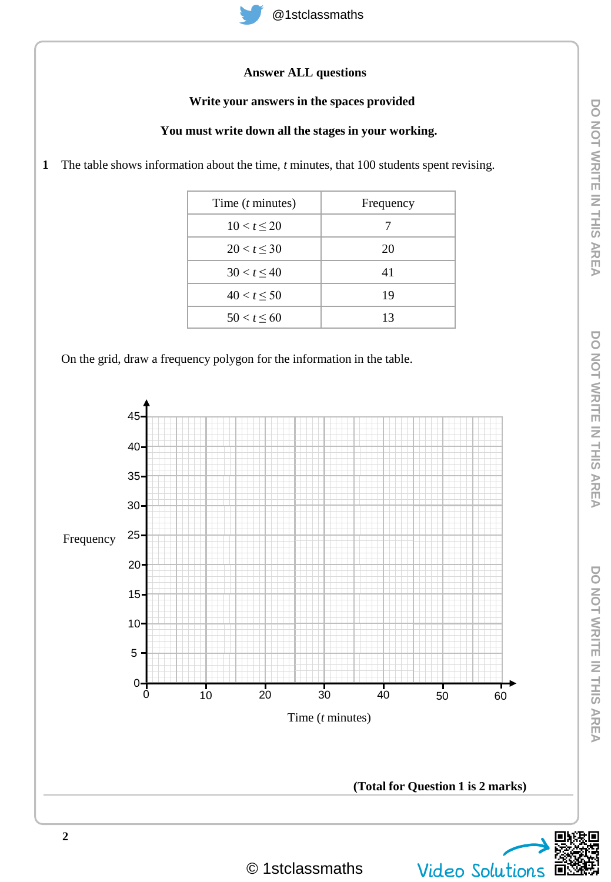**Answer ALL questions**

**Write your answers in the spaces provided**

**You must write down all the stages in your working.**

**1** The table shows information about the time, $t$ minutes, that 100 students spent revising.

| Time ($t$ minutes) | Frequency |
|---|---|
| $10 < t \leq 20$ | 7 |
| $20 < t \leq 30$ | 20 |
| $30 < t \leq 40$ | 41 |
| $40 < t \leq 50$ | 19 |
| $50 < t \leq 60$ | 13 |

On the grid, draw a frequency polygon for the information in the table.

Frequency

45
40
35
30
25
20
15
10
5
0

0 10 20 30 40 50 60

Time ($t$ minutes)

**(Total for Question 1 is 2 marks)**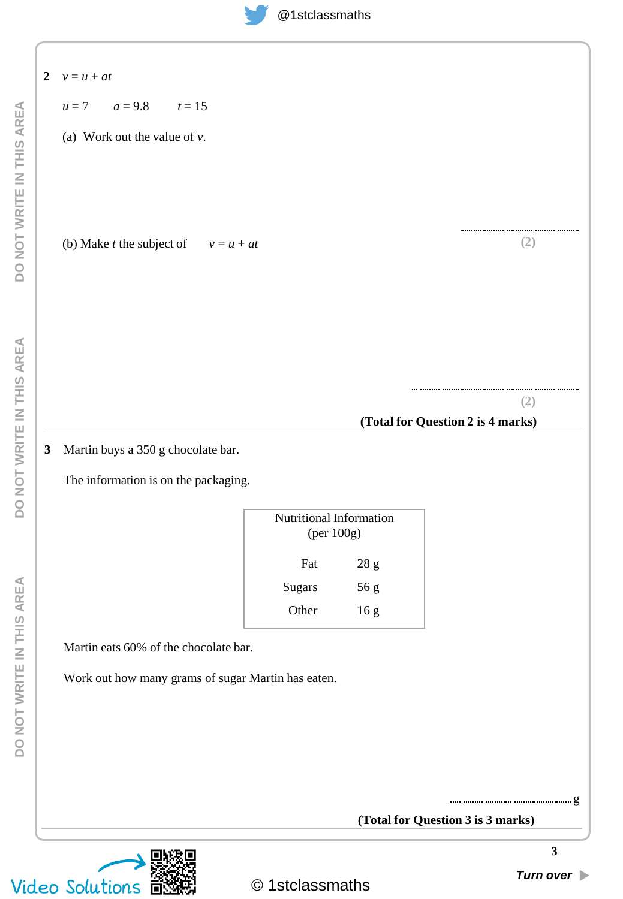**2** $v = u + at$

$u = 7 \qquad a = 9.8 \qquad t = 15$

(a) Work out the value of $v$.

..........................................................

**(2)**

(b) Make $t$ the subject of $\quad v = u + at$

..........................................................

**(2)**

**(Total for Question 2 is 4 marks)**

---

**3** Martin buys a 350 g chocolate bar.

The information is on the packaging.

| Nutritional Information (per 100g) | |
|---|---|
| Fat | 28 g |
| Sugars | 56 g |
| Other | 16 g |

Martin eats 60% of the chocolate bar.

Work out how many grams of sugar Martin has eaten.

.......................................................... g

**(Total for Question 3 is 3 marks)**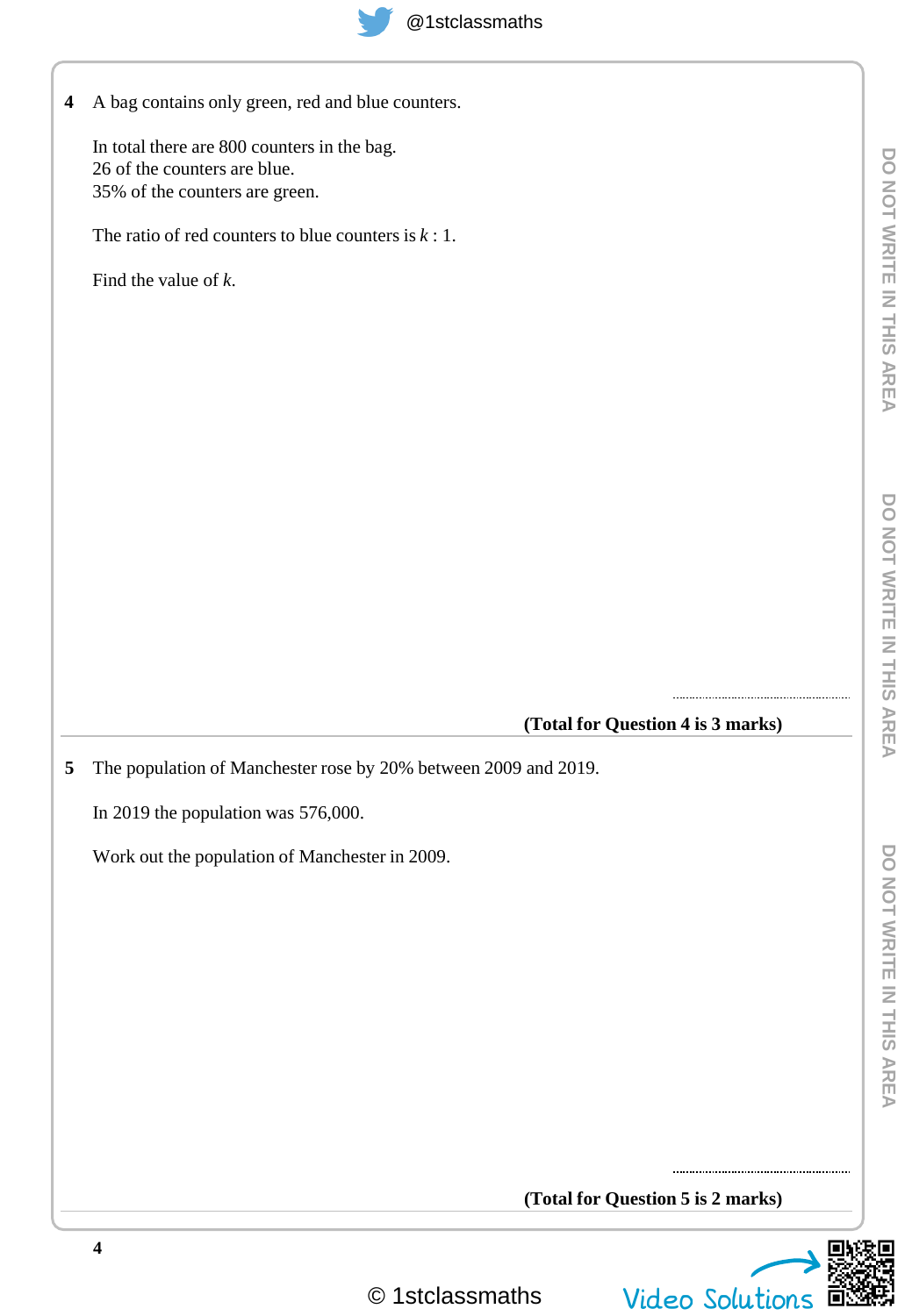**4** A bag contains only green, red and blue counters.

In total there are 800 counters in the bag.
26 of the counters are blue.
35% of the counters are green.

The ratio of red counters to blue counters is $k : 1$.

Find the value of $k$.

..........................................

**(Total for Question 4 is 3 marks)**

---

**5** The population of Manchester rose by 20% between 2009 and 2019.

In 2019 the population was 576,000.

Work out the population of Manchester in 2009.

..........................................

**(Total for Question 5 is 2 marks)**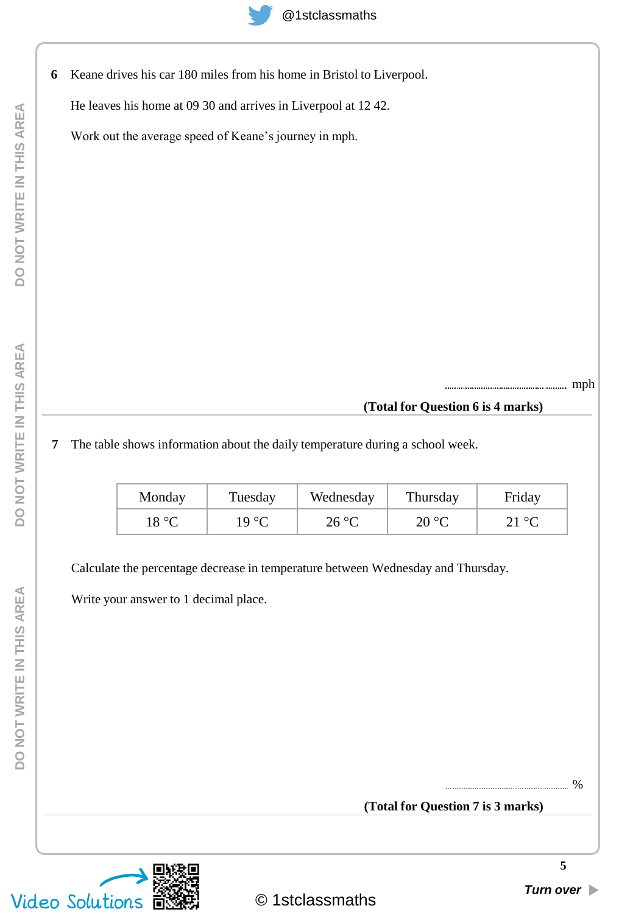**6** Keane drives his car 180 miles from his home in Bristol to Liverpool.

He leaves his home at 09 30 and arrives in Liverpool at 12 42.

Work out the average speed of Keane's journey in mph.

.................................................. mph

**(Total for Question 6 is 4 marks)**

---

**7** The table shows information about the daily temperature during a school week.

| Monday | Tuesday | Wednesday | Thursday | Friday |
|---|---|---|---|---|
| 18 °C | 19 °C | 26 °C | 20 °C | 21 °C |

Calculate the percentage decrease in temperature between Wednesday and Thursday.

Write your answer to 1 decimal place.

.................................................. %

**(Total for Question 7 is 3 marks)**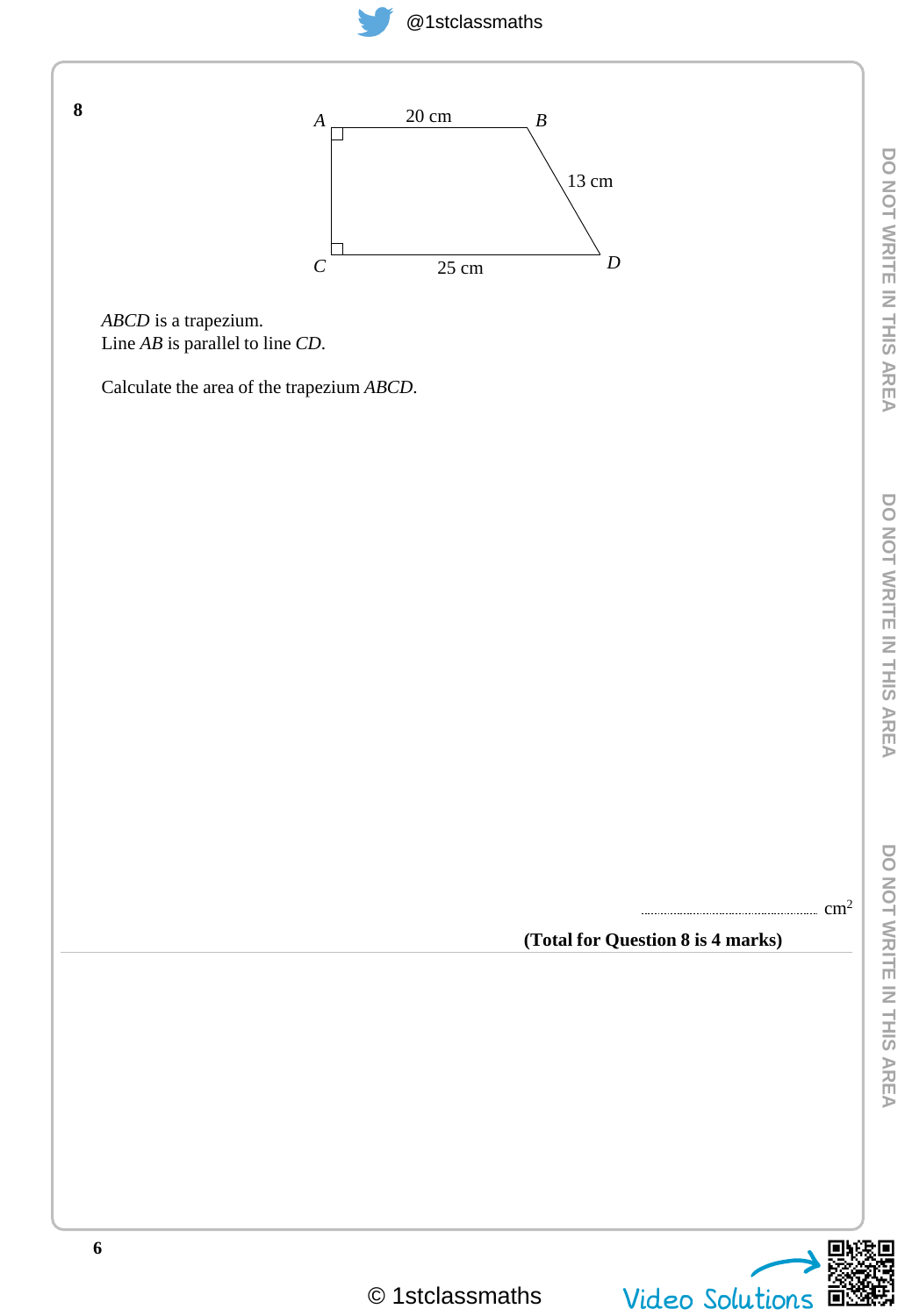**8**

*A* 20 cm *B*

13 cm

*C* 25 cm *D*

*ABCD* is a trapezium.
Line *AB* is parallel to line *CD*.

Calculate the area of the trapezium *ABCD*.

.......................................... $cm^2$

**(Total for Question 8 is 4 marks)**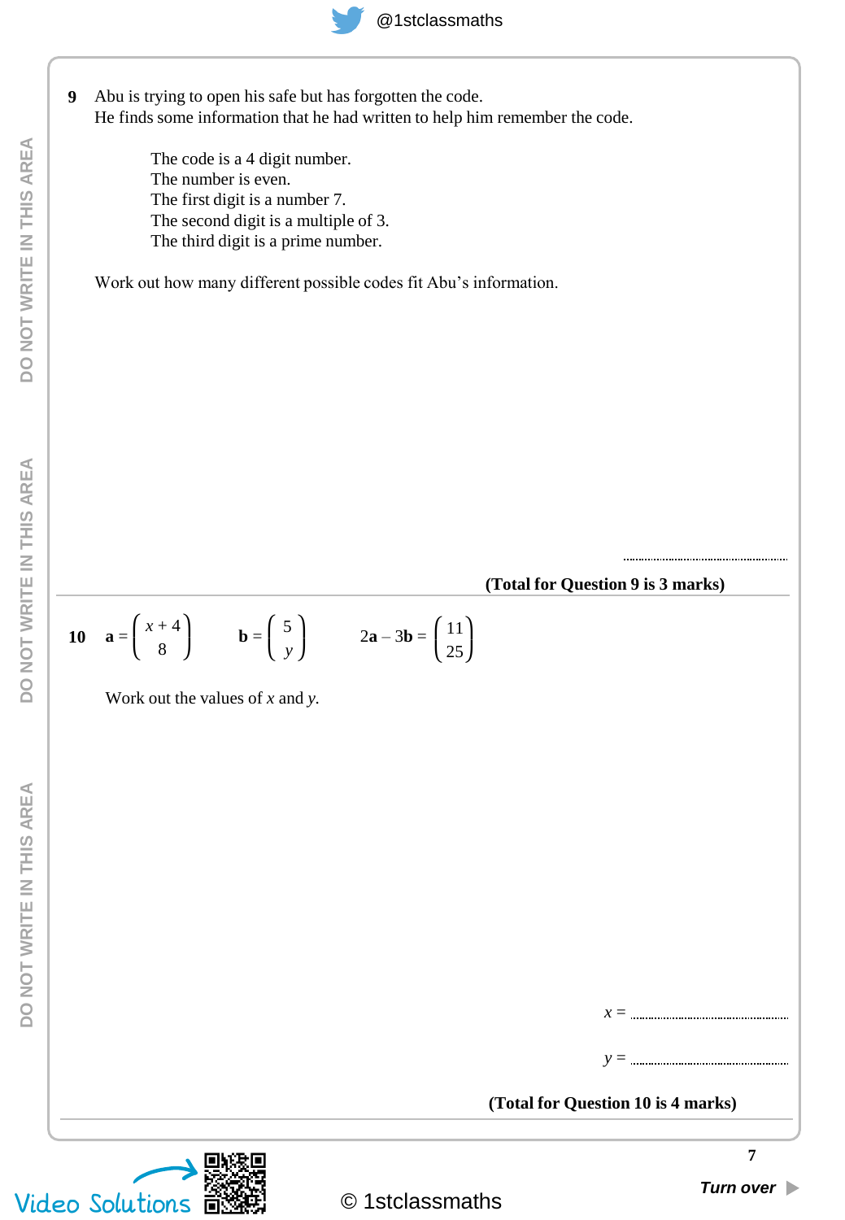**9** Abu is trying to open his safe but has forgotten the code.
He finds some information that he had written to help him remember the code.

> The code is a 4 digit number.
> The number is even.
> The first digit is a number 7.
> The second digit is a multiple of 3.
> The third digit is a prime number.

Work out how many different possible codes fit Abu's information.

..........................................

**(Total for Question 9 is 3 marks)**

---

**10** $\mathbf{a} = \begin{pmatrix} x+4 \\ 8 \end{pmatrix}$ $\mathbf{b} = \begin{pmatrix} 5 \\ y \end{pmatrix}$ $2\mathbf{a} - 3\mathbf{b} = \begin{pmatrix} 11 \\ 25 \end{pmatrix}$

Work out the values of $x$ and $y$.

$x =$ ..........................................

$y =$ ..........................................

**(Total for Question 10 is 4 marks)**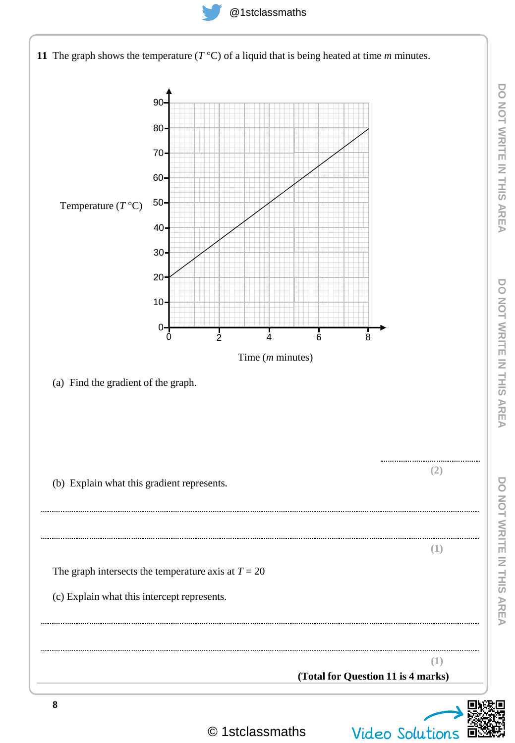**11** The graph shows the temperature ($T$ °C) of a liquid that is being heated at time $m$ minutes.

Temperature ($T$ °C)

Time ($m$ minutes)

(a) Find the gradient of the graph.

..............................

**(2)**

(b) Explain what this gradient represents.

..............................................................................................................................................

..............................................................................................................................................

**(1)**

The graph intersects the temperature axis at $T = 20$

(c) Explain what this intercept represents.

..............................................................................................................................................

..............................................................................................................................................

**(1)**

**(Total for Question 11 is 4 marks)**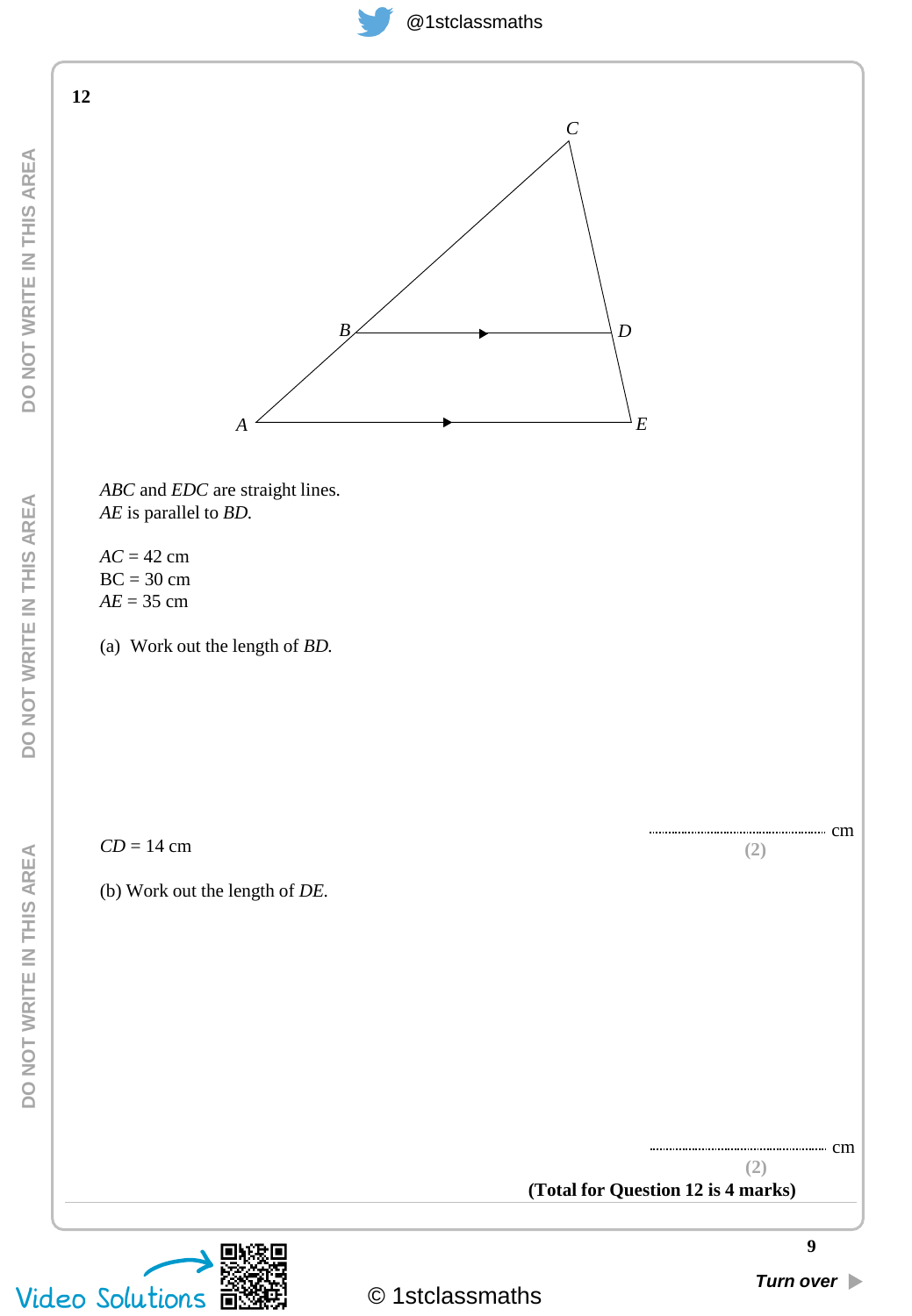**12**

*ABC* and *EDC* are straight lines.
*AE* is parallel to *BD*.

$AC = 42$ cm
$BC = 30$ cm
$AE = 35$ cm

(a) Work out the length of *BD*.

.......................................................... cm

**(2)**

$CD = 14$ cm

(b) Work out the length of *DE*.

.......................................................... cm

**(2)**

**(Total for Question 12 is 4 marks)**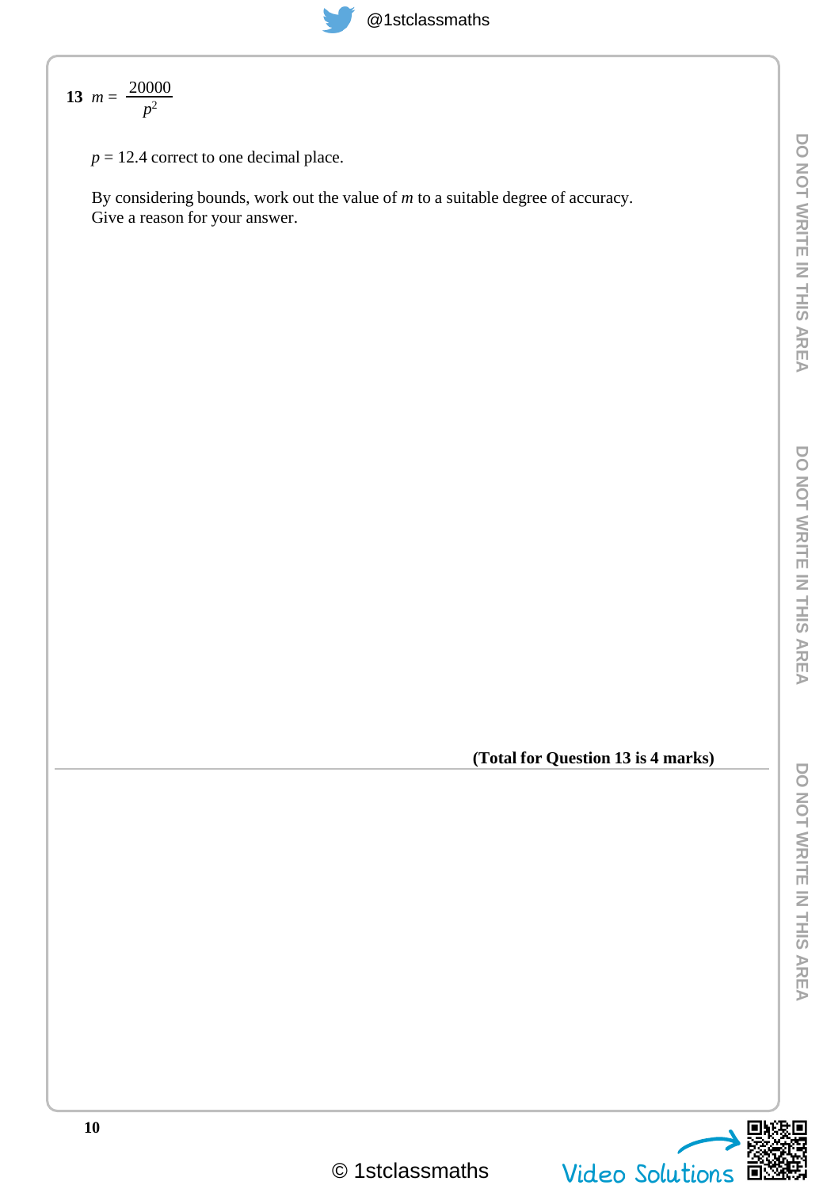**13** $m = \dfrac{20000}{p^2}$

$p = 12.4$ correct to one decimal place.

By considering bounds, work out the value of $m$ to a suitable degree of accuracy.
Give a reason for your answer.

**(Total for Question 13 is 4 marks)**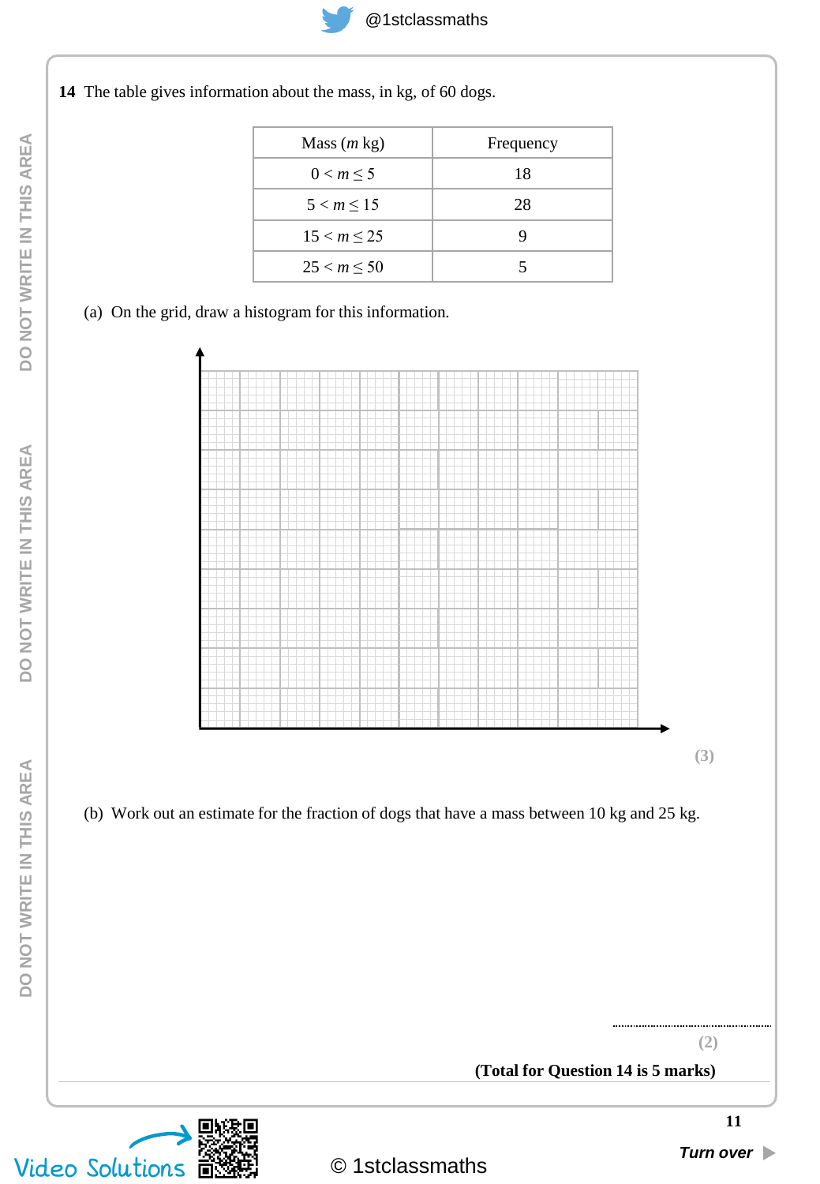**14** The table gives information about the mass, in kg, of 60 dogs.

| Mass ($m$ kg) | Frequency |
|---|---|
| $0 < m \leq 5$ | 18 |
| $5 < m \leq 15$ | 28 |
| $15 < m \leq 25$ | 9 |
| $25 < m \leq 50$ | 5 |

(a) On the grid, draw a histogram for this information.

**(3)**

(b) Work out an estimate for the fraction of dogs that have a mass between 10 kg and 25 kg.

..............................

**(2)**

**(Total for Question 14 is 5 marks)**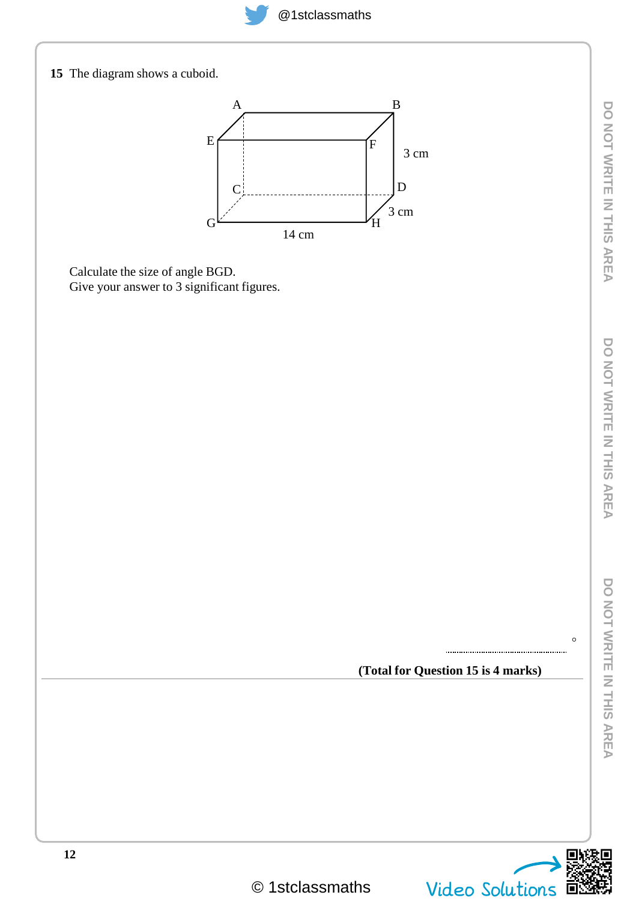**15** The diagram shows a cuboid.

Calculate the size of angle BGD.
Give your answer to 3 significant figures.

.......................................... °

**(Total for Question 15 is 4 marks)**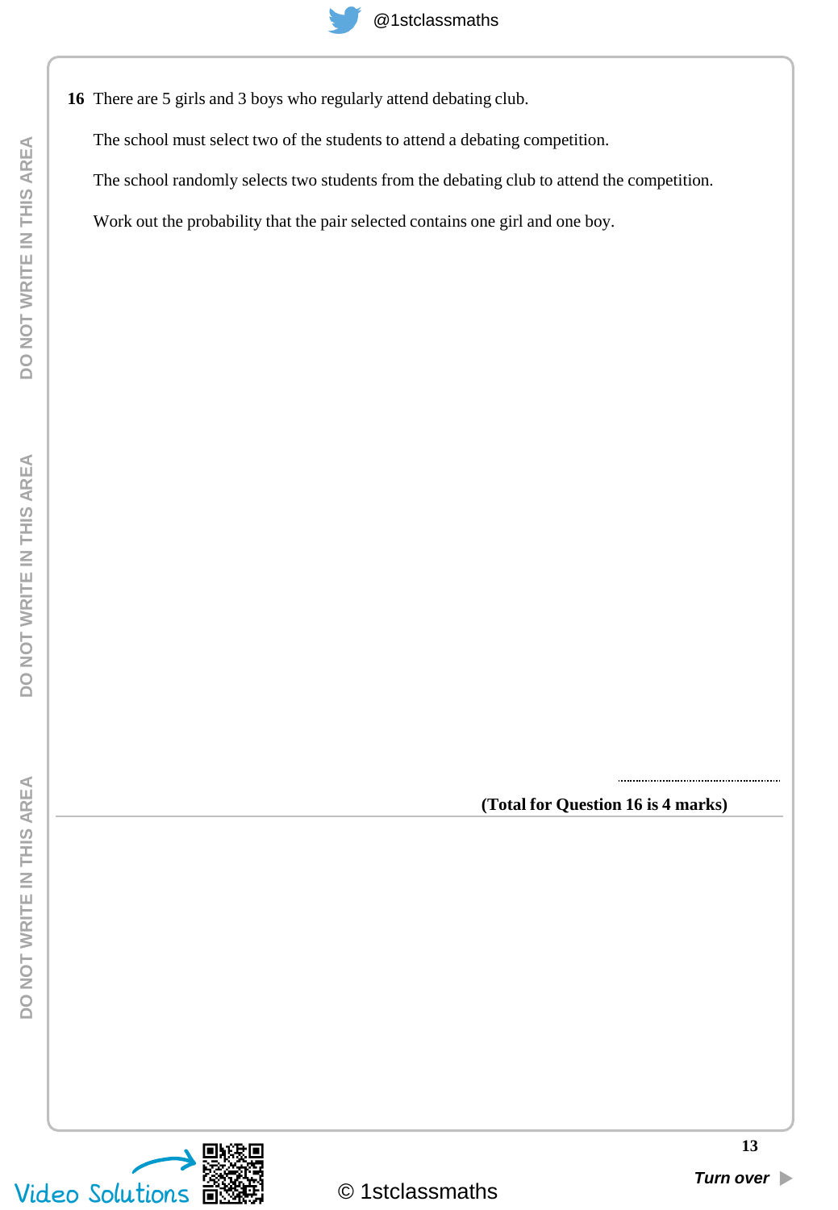**16** There are 5 girls and 3 boys who regularly attend debating club.

The school must select two of the students to attend a debating competition.

The school randomly selects two students from the debating club to attend the competition.

Work out the probability that the pair selected contains one girl and one boy.

..........................................

**(Total for Question 16 is 4 marks)**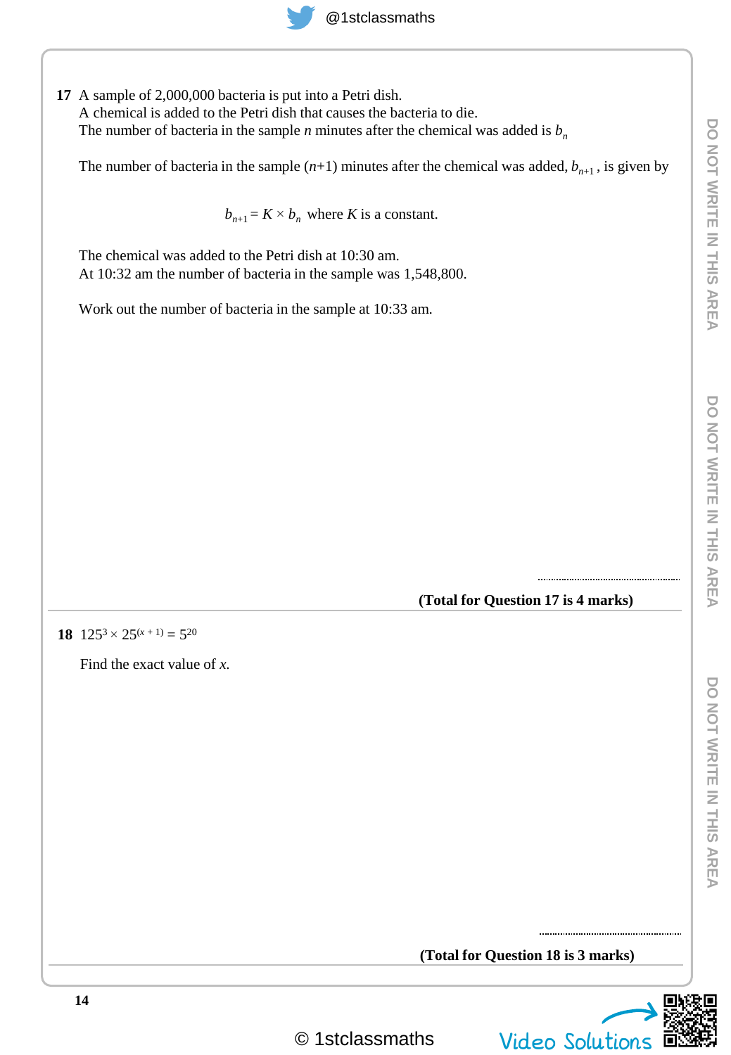**17** A sample of 2,000,000 bacteria is put into a Petri dish.
A chemical is added to the Petri dish that causes the bacteria to die.
The number of bacteria in the sample $n$ minutes after the chemical was added is $b_n$

The number of bacteria in the sample $(n+1)$ minutes after the chemical was added, $b_{n+1}$, is given by

$$b_{n+1} = K \times b_n \text{ where } K \text{ is a constant.}$$

The chemical was added to the Petri dish at 10:30 am.
At 10:32 am the number of bacteria in the sample was 1,548,800.

Work out the number of bacteria in the sample at 10:33 am.

.......................................................

**(Total for Question 17 is 4 marks)**

---

**18** $125^3 \times 25^{(x+1)} = 5^{20}$

Find the exact value of $x$.

.......................................................

**(Total for Question 18 is 3 marks)**

---

DO NOT WRITE IN THIS AREA

© 1stclassmaths

Video Solutions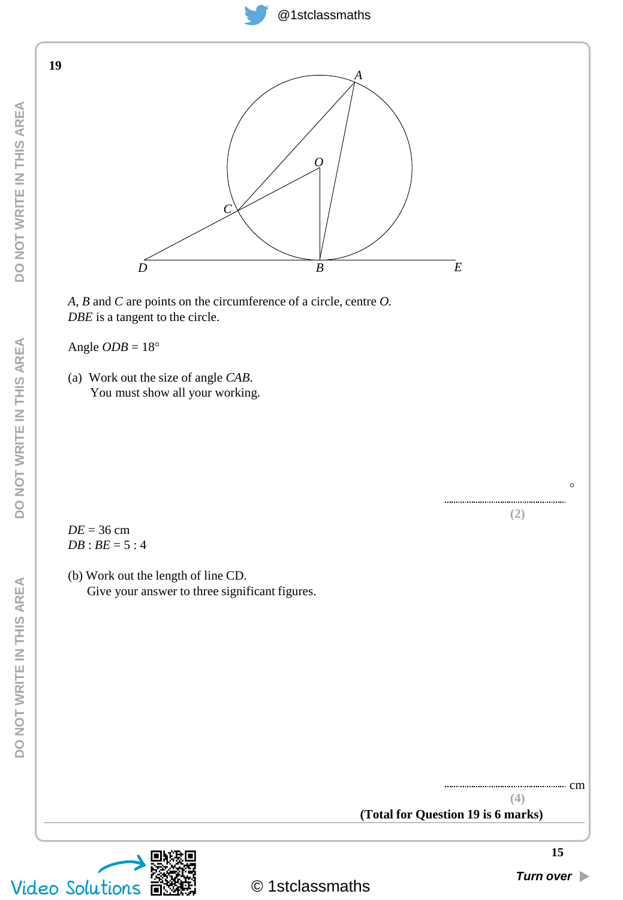**19**

$A$, $B$ and $C$ are points on the circumference of a circle, centre $O$.
$DBE$ is a tangent to the circle.

Angle $ODB = 18°$

(a) Work out the size of angle $CAB$.
You must show all your working.

.......................................... °
**(2)**

$DE = 36$ cm
$DB : BE = 5 : 4$

(b) Work out the length of line CD.
Give your answer to three significant figures.

.......................................... cm
**(4)**

**(Total for Question 19 is 6 marks)**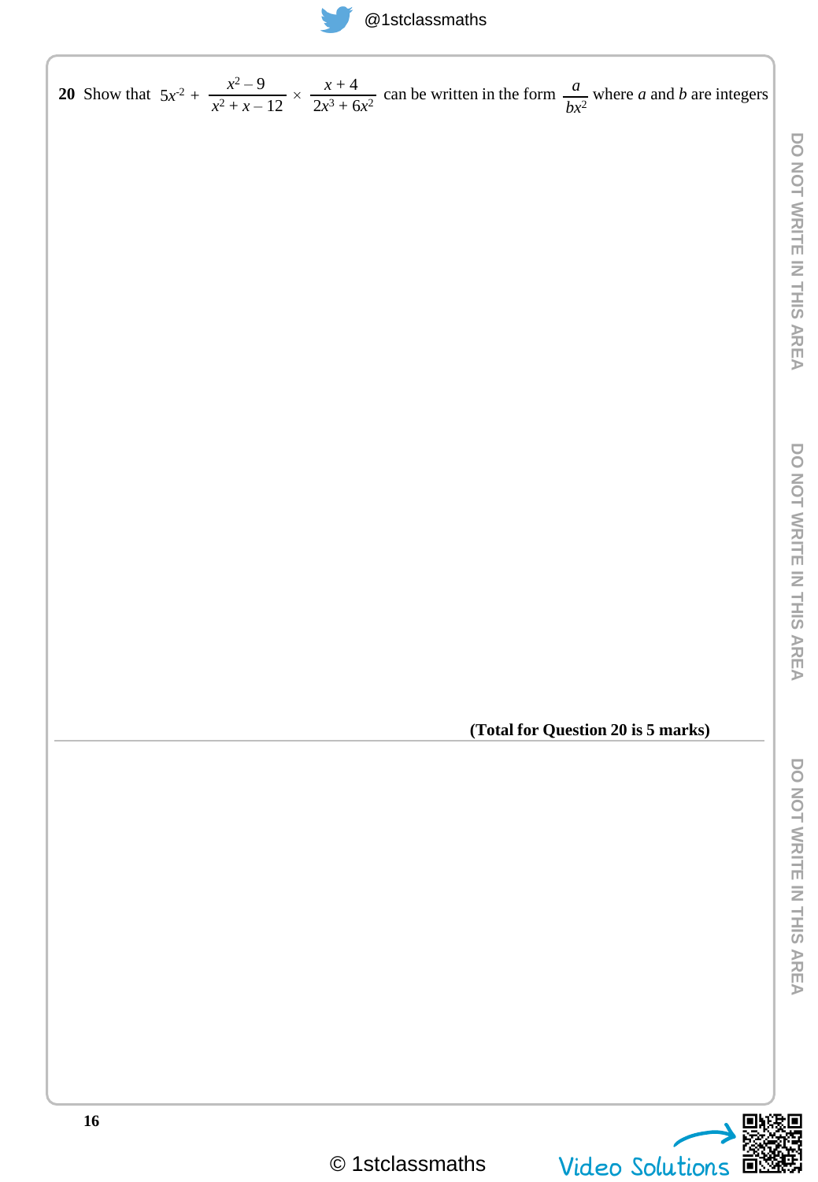**20** Show that $5x^{-2} + \dfrac{x^2 - 9}{x^2 + x - 12} \times \dfrac{x + 4}{2x^3 + 6x^2}$ can be written in the form $\dfrac{a}{bx^2}$ where $a$ and $b$ are integers

**(Total for Question 20 is 5 marks)**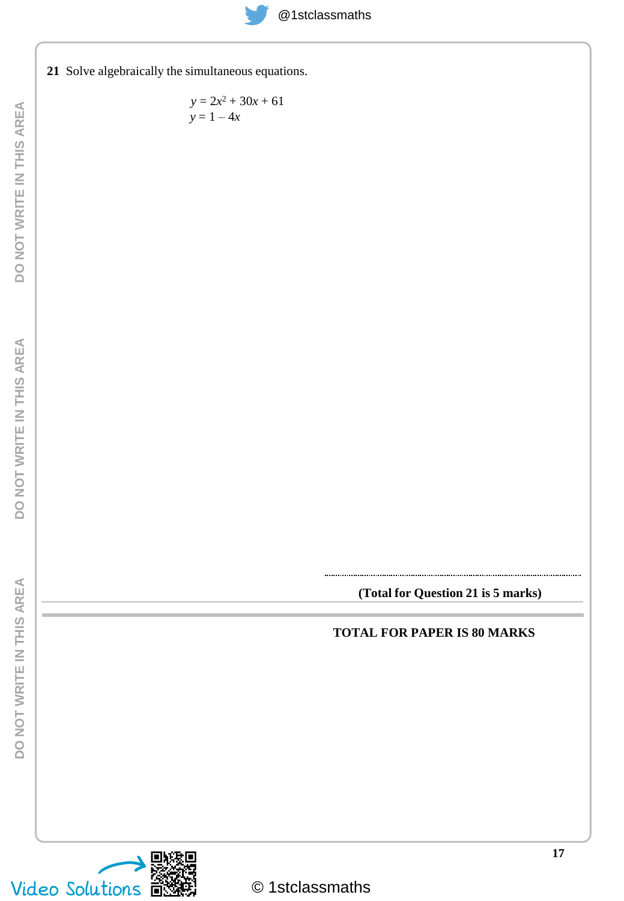**21** Solve algebraically the simultaneous equations.

$$y = 2x^2 + 30x + 61$$
$$y = 1 - 4x$$

..............................................................................

**(Total for Question 21 is 5 marks)**

---

**TOTAL FOR PAPER IS 80 MARKS**